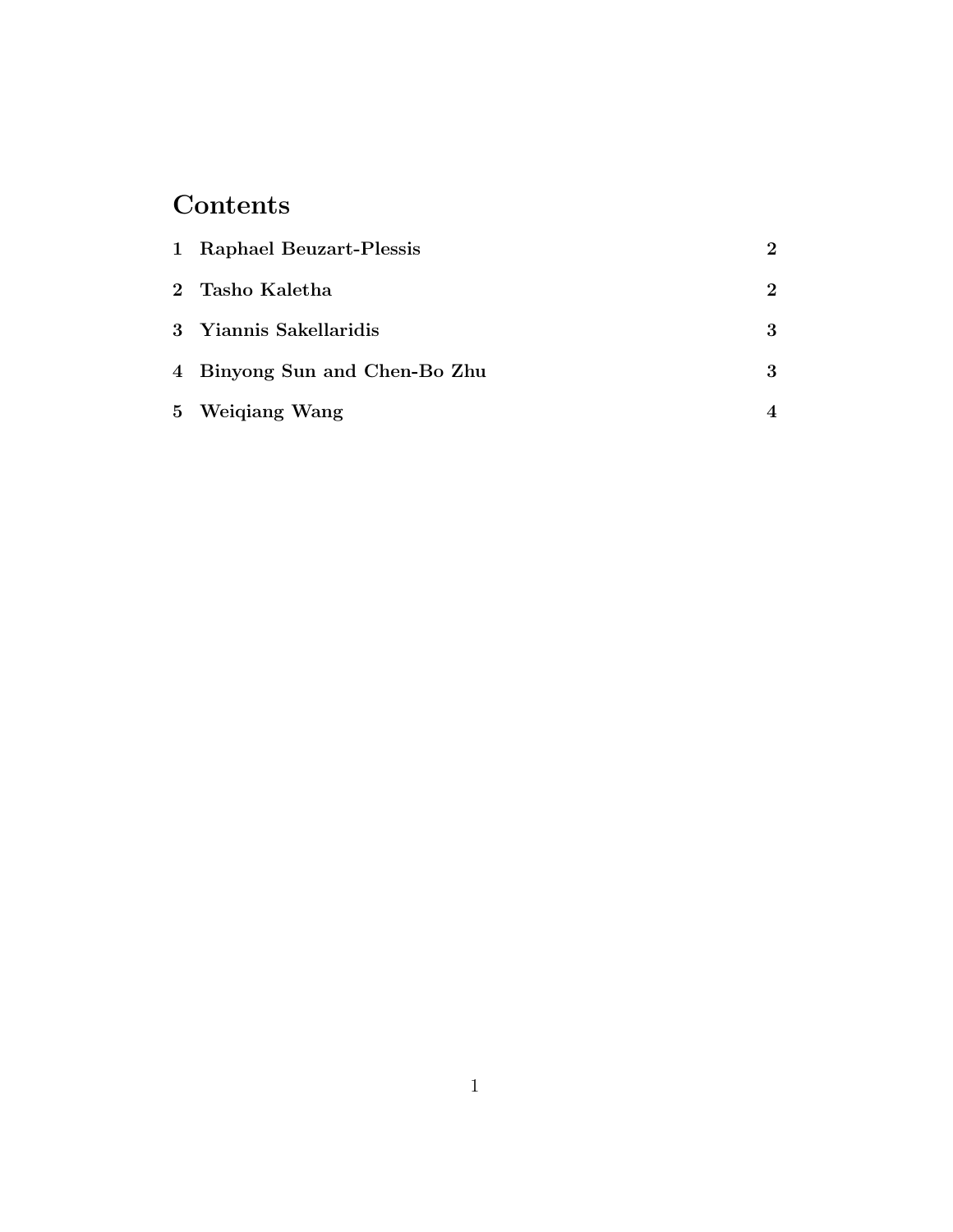# Contents

1 Raphael Beuzart-Plessis 2

2 Tasho Kaletha 2

3 Yiannis Sakellaridis 3

4 Binyong Sun and Chen-Bo Zhu 3

5 Weiqiang Wang 4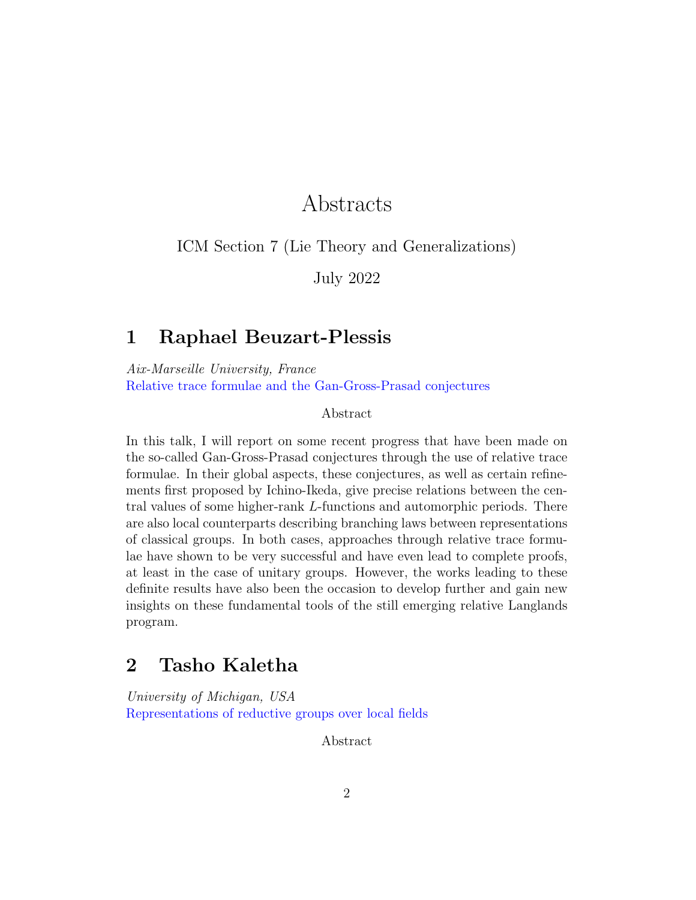# Abstracts

ICM Section 7 (Lie Theory and Generalizations)

July 2022

## 1 Raphael Beuzart-Plessis

*Aix-Marseille University, France*
Relative trace formulae and the Gan-Gross-Prasad conjectures

Abstract

In this talk, I will report on some recent progress that have been made on the so-called Gan-Gross-Prasad conjectures through the use of relative trace formulae. In their global aspects, these conjectures, as well as certain refinements first proposed by Ichino-Ikeda, give precise relations between the central values of some higher-rank $L$-functions and automorphic periods. There are also local counterparts describing branching laws between representations of classical groups. In both cases, approaches through relative trace formulae have shown to be very successful and have even lead to complete proofs, at least in the case of unitary groups. However, the works leading to these definite results have also been the occasion to develop further and gain new insights on these fundamental tools of the still emerging relative Langlands program.

## 2 Tasho Kaletha

*University of Michigan, USA*
Representations of reductive groups over local fields

Abstract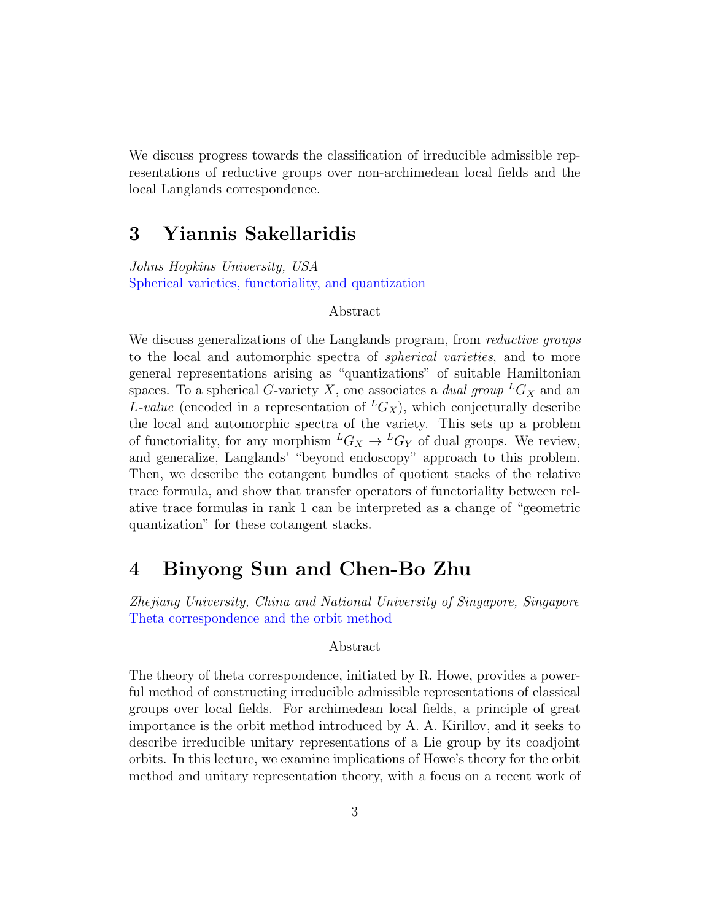We discuss progress towards the classification of irreducible admissible representations of reductive groups over non-archimedean local fields and the local Langlands correspondence.

## 3 Yiannis Sakellaridis

*Johns Hopkins University, USA*
Spherical varieties, functoriality, and quantization

### Abstract

We discuss generalizations of the Langlands program, from *reductive groups* to the local and automorphic spectra of *spherical varieties*, and to more general representations arising as "quantizations" of suitable Hamiltonian spaces. To a spherical $G$-variety $X$, one associates a *dual group* ${}^L G_X$ and an *L-value* (encoded in a representation of ${}^L G_X$), which conjecturally describe the local and automorphic spectra of the variety. This sets up a problem of functoriality, for any morphism ${}^L G_X \to {}^L G_Y$ of dual groups. We review, and generalize, Langlands' "beyond endoscopy" approach to this problem. Then, we describe the cotangent bundles of quotient stacks of the relative trace formula, and show that transfer operators of functoriality between relative trace formulas in rank 1 can be interpreted as a change of "geometric quantization" for these cotangent stacks.

## 4 Binyong Sun and Chen-Bo Zhu

*Zhejiang University, China and National University of Singapore, Singapore*
Theta correspondence and the orbit method

### Abstract

The theory of theta correspondence, initiated by R. Howe, provides a powerful method of constructing irreducible admissible representations of classical groups over local fields. For archimedean local fields, a principle of great importance is the orbit method introduced by A. A. Kirillov, and it seeks to describe irreducible unitary representations of a Lie group by its coadjoint orbits. In this lecture, we examine implications of Howe's theory for the orbit method and unitary representation theory, with a focus on a recent work of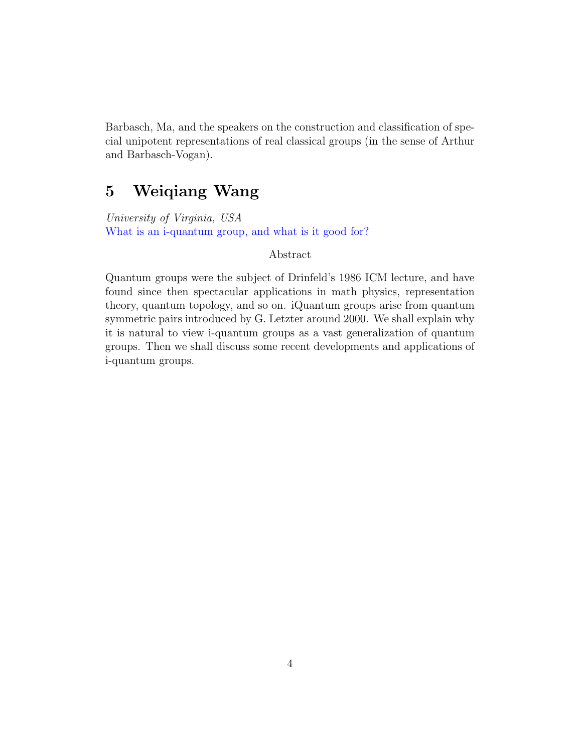Barbasch, Ma, and the speakers on the construction and classification of special unipotent representations of real classical groups (in the sense of Arthur and Barbasch-Vogan).

## 5 Weiqiang Wang

*University of Virginia, USA*
What is an i-quantum group, and what is it good for?

Abstract

Quantum groups were the subject of Drinfeld's 1986 ICM lecture, and have found since then spectacular applications in math physics, representation theory, quantum topology, and so on. iQuantum groups arise from quantum symmetric pairs introduced by G. Letzter around 2000. We shall explain why it is natural to view i-quantum groups as a vast generalization of quantum groups. Then we shall discuss some recent developments and applications of i-quantum groups.